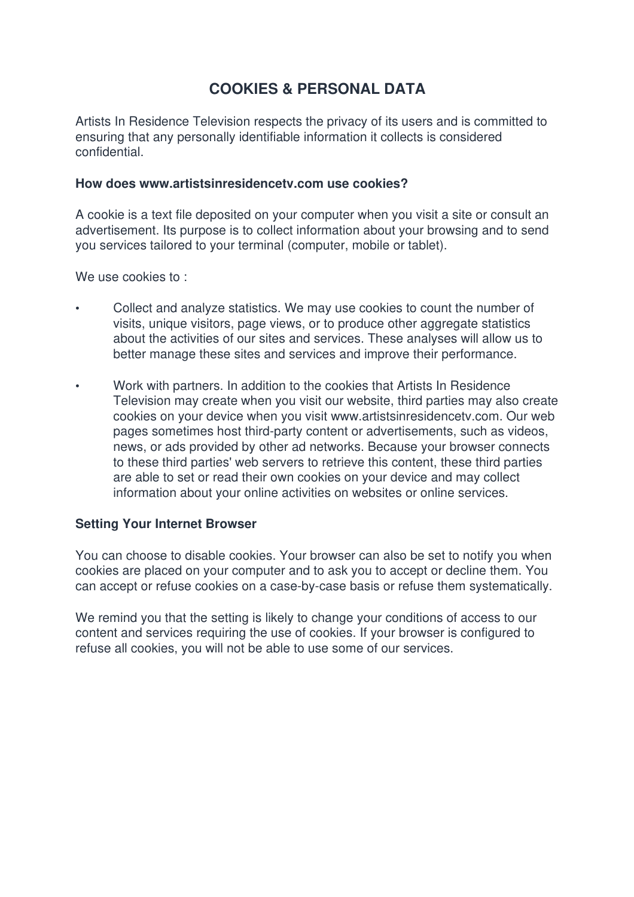# COOKIES & PERSONAL DATA

Artists In Residence Television respects the privacy of its users and is committed to ensuring that any personally identifiable information it collects is considered confidential.

**How does www.artistsinresidencetv.com use cookies?**

A cookie is a text file deposited on your computer when you visit a site or consult an advertisement. Its purpose is to collect information about your browsing and to send you services tailored to your terminal (computer, mobile or tablet).

We use cookies to :

- Collect and analyze statistics. We may use cookies to count the number of visits, unique visitors, page views, or to produce other aggregate statistics about the activities of our sites and services. These analyses will allow us to better manage these sites and services and improve their performance.
- Work with partners. In addition to the cookies that Artists In Residence Television may create when you visit our website, third parties may also create cookies on your device when you visit www.artistsinresidencetv.com. Our web pages sometimes host third-party content or advertisements, such as videos, news, or ads provided by other ad networks. Because your browser connects to these third parties' web servers to retrieve this content, these third parties are able to set or read their own cookies on your device and may collect information about your online activities on websites or online services.

**Setting Your Internet Browser**

You can choose to disable cookies. Your browser can also be set to notify you when cookies are placed on your computer and to ask you to accept or decline them. You can accept or refuse cookies on a case-by-case basis or refuse them systematically.

We remind you that the setting is likely to change your conditions of access to our content and services requiring the use of cookies. If your browser is configured to refuse all cookies, you will not be able to use some of our services.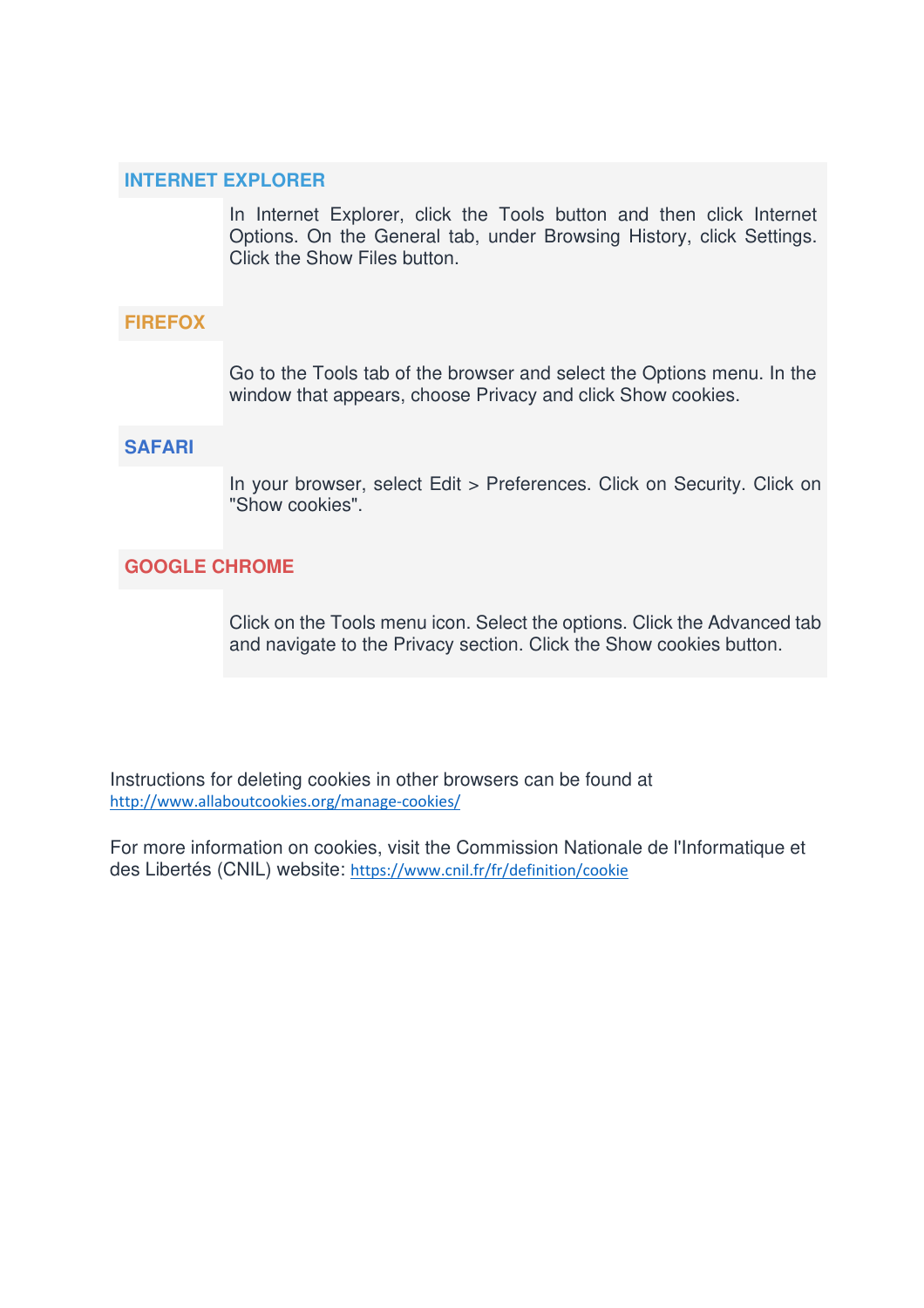### INTERNET EXPLORER

In Internet Explorer, click the Tools button and then click Internet Options. On the General tab, under Browsing History, click Settings. Click the Show Files button.

### FIREFOX

Go to the Tools tab of the browser and select the Options menu. In the window that appears, choose Privacy and click Show cookies.

### SAFARI

In your browser, select Edit > Preferences. Click on Security. Click on "Show cookies".

### GOOGLE CHROME

Click on the Tools menu icon. Select the options. Click the Advanced tab and navigate to the Privacy section. Click the Show cookies button.

Instructions for deleting cookies in other browsers can be found at http://www.allaboutcookies.org/manage-cookies/

For more information on cookies, visit the Commission Nationale de l'Informatique et des Libertés (CNIL) website: https://www.cnil.fr/fr/definition/cookie